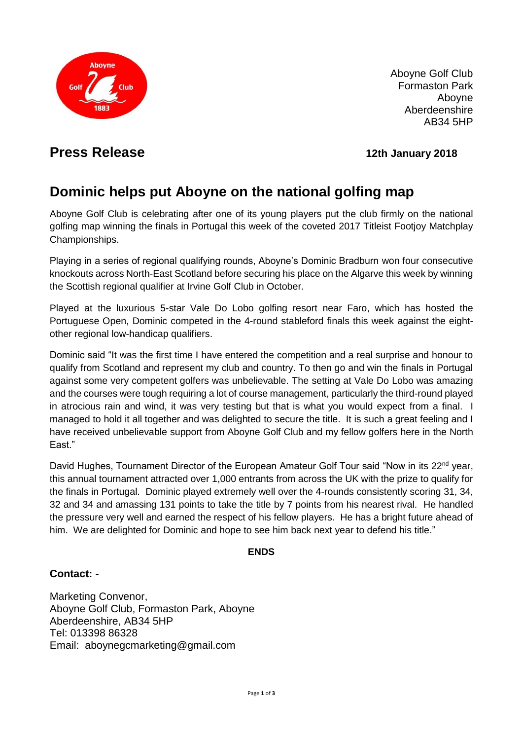Aboyne Golf Club
Formaston Park
Aboyne
Aberdeenshire
AB34 5HP

## Press Release

**12th January 2018**

# Dominic helps put Aboyne on the national golfing map

Aboyne Golf Club is celebrating after one of its young players put the club firmly on the national golfing map winning the finals in Portugal this week of the coveted 2017 Titleist Footjoy Matchplay Championships.

Playing in a series of regional qualifying rounds, Aboyne's Dominic Bradburn won four consecutive knockouts across North-East Scotland before securing his place on the Algarve this week by winning the Scottish regional qualifier at Irvine Golf Club in October.

Played at the luxurious 5-star Vale Do Lobo golfing resort near Faro, which has hosted the Portuguese Open, Dominic competed in the 4-round stableford finals this week against the eight-other regional low-handicap qualifiers.

Dominic said "It was the first time I have entered the competition and a real surprise and honour to qualify from Scotland and represent my club and country. To then go and win the finals in Portugal against some very competent golfers was unbelievable. The setting at Vale Do Lobo was amazing and the courses were tough requiring a lot of course management, particularly the third-round played in atrocious rain and wind, it was very testing but that is what you would expect from a final. I managed to hold it all together and was delighted to secure the title. It is such a great feeling and I have received unbelievable support from Aboyne Golf Club and my fellow golfers here in the North East."

David Hughes, Tournament Director of the European Amateur Golf Tour said "Now in its 22nd year, this annual tournament attracted over 1,000 entrants from across the UK with the prize to qualify for the finals in Portugal. Dominic played extremely well over the 4-rounds consistently scoring 31, 34, 32 and 34 and amassing 131 points to take the title by 7 points from his nearest rival. He handled the pressure very well and earned the respect of his fellow players. He has a bright future ahead of him. We are delighted for Dominic and hope to see him back next year to defend his title."

**ENDS**

**Contact: -**

Marketing Convenor,
Aboyne Golf Club, Formaston Park, Aboyne
Aberdeenshire, AB34 5HP
Tel: 013398 86328
Email: aboynegcmarketing@gmail.com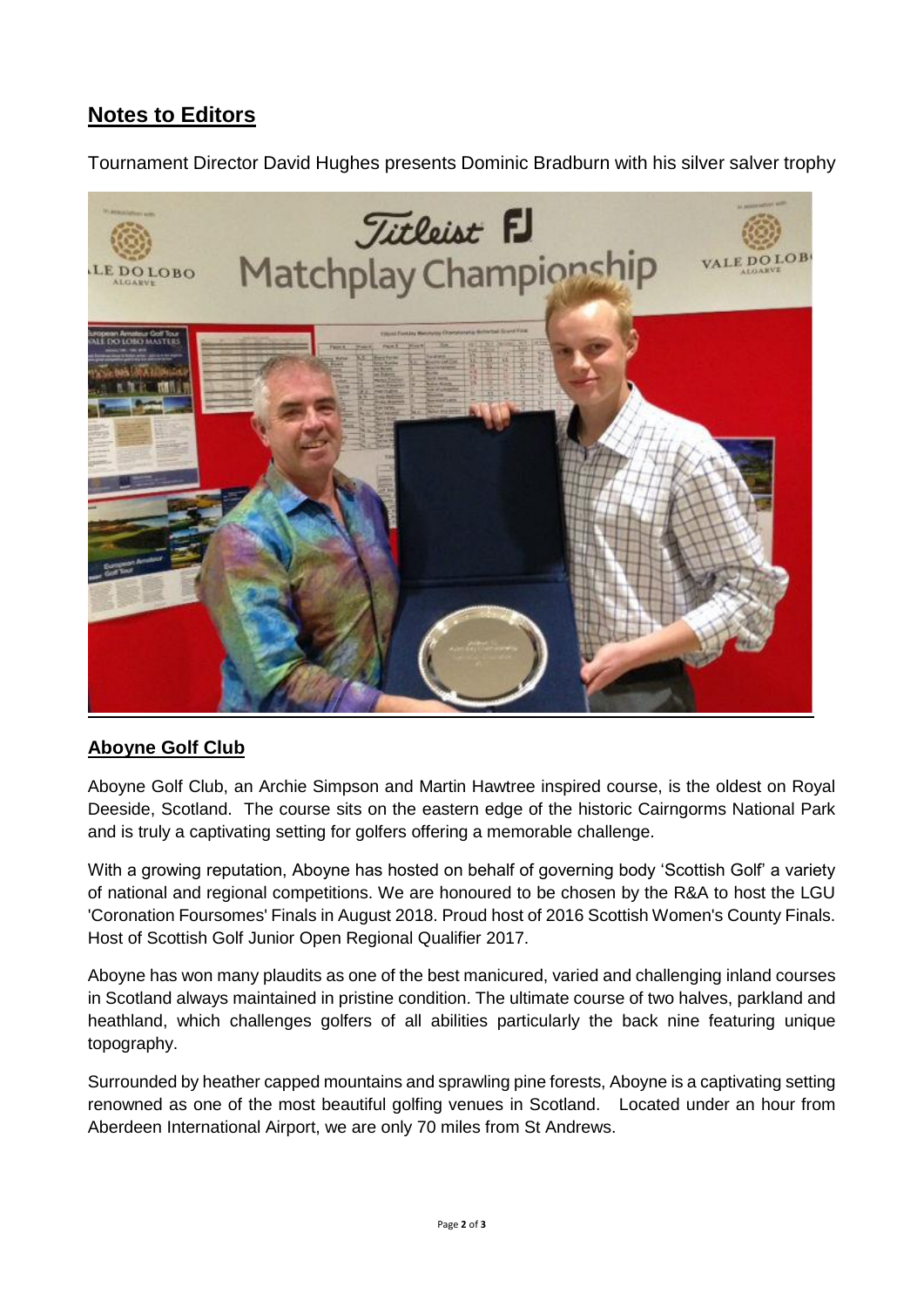## Notes to Editors

Tournament Director David Hughes presents Dominic Bradburn with his silver salver trophy

### Aboyne Golf Club

Aboyne Golf Club, an Archie Simpson and Martin Hawtree inspired course, is the oldest on Royal Deeside, Scotland. The course sits on the eastern edge of the historic Cairngorms National Park and is truly a captivating setting for golfers offering a memorable challenge.

With a growing reputation, Aboyne has hosted on behalf of governing body 'Scottish Golf' a variety of national and regional competitions. We are honoured to be chosen by the R&A to host the LGU 'Coronation Foursomes' Finals in August 2018. Proud host of 2016 Scottish Women's County Finals. Host of Scottish Golf Junior Open Regional Qualifier 2017.

Aboyne has won many plaudits as one of the best manicured, varied and challenging inland courses in Scotland always maintained in pristine condition. The ultimate course of two halves, parkland and heathland, which challenges golfers of all abilities particularly the back nine featuring unique topography.

Surrounded by heather capped mountains and sprawling pine forests, Aboyne is a captivating setting renowned as one of the most beautiful golfing venues in Scotland. Located under an hour from Aberdeen International Airport, we are only 70 miles from St Andrews.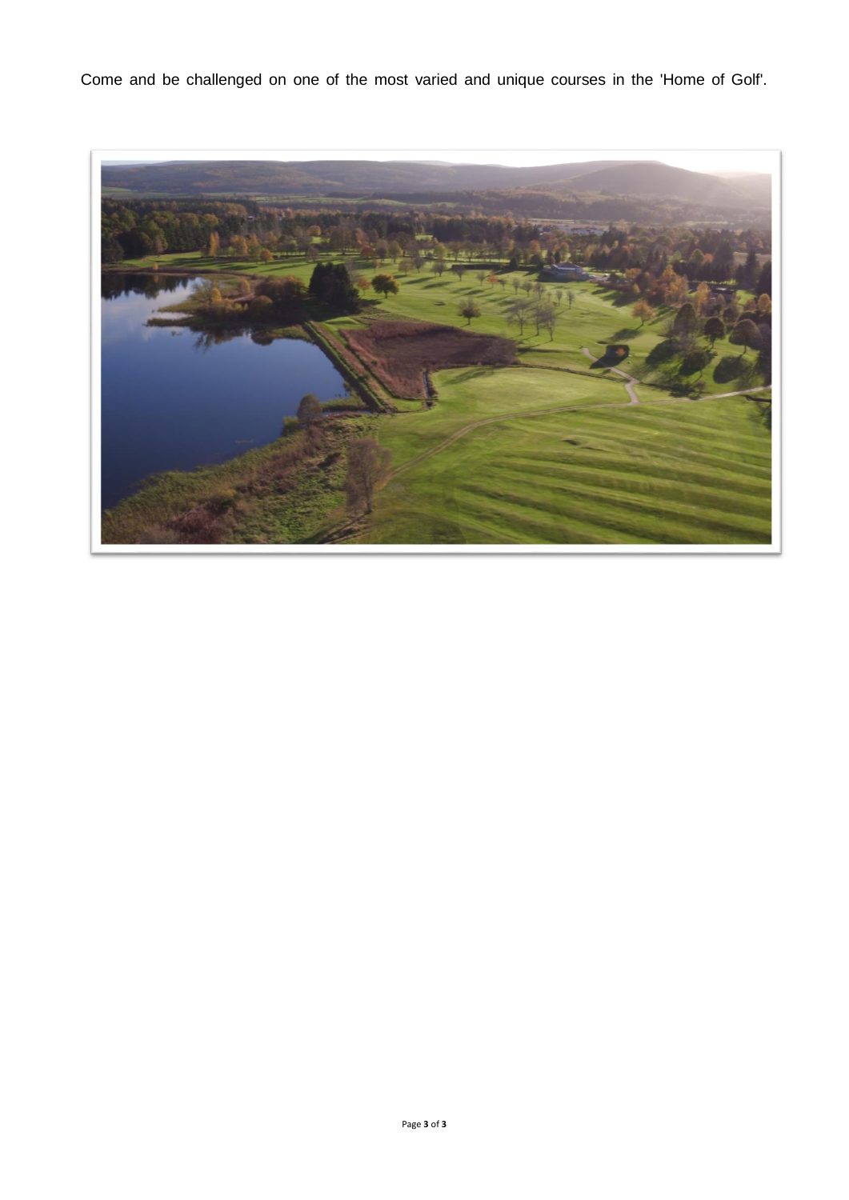Come and be challenged on one of the most varied and unique courses in the 'Home of Golf'.